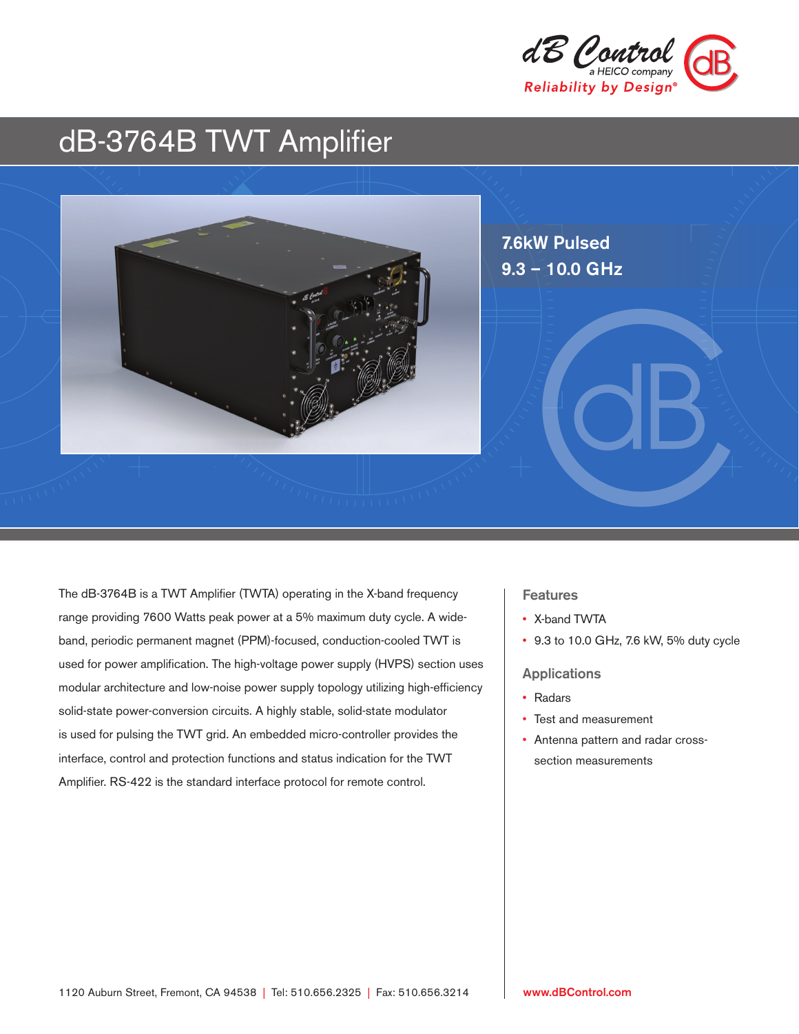dB Control

a HEICO company

Reliability by Design®

# dB-3764B TWT Amplifier

7.6kW Pulsed
9.3 – 10.0 GHz

The dB-3764B is a TWT Amplifier (TWTA) operating in the X-band frequency range providing 7600 Watts peak power at a 5% maximum duty cycle. A wide-band, periodic permanent magnet (PPM)-focused, conduction-cooled TWT is used for power amplification. The high-voltage power supply (HVPS) section uses modular architecture and low-noise power supply topology utilizing high-efficiency solid-state power-conversion circuits. A highly stable, solid-state modulator is used for pulsing the TWT grid. An embedded micro-controller provides the interface, control and protection functions and status indication for the TWT Amplifier. RS-422 is the standard interface protocol for remote control.

## Features

- X-band TWTA
- 9.3 to 10.0 GHz, 7.6 kW, 5% duty cycle

## Applications

- Radars
- Test and measurement
- Antenna pattern and radar cross-section measurements

1120 Auburn Street, Fremont, CA 94538 | Tel: 510.656.2325 | Fax: 510.656.3214

www.dBControl.com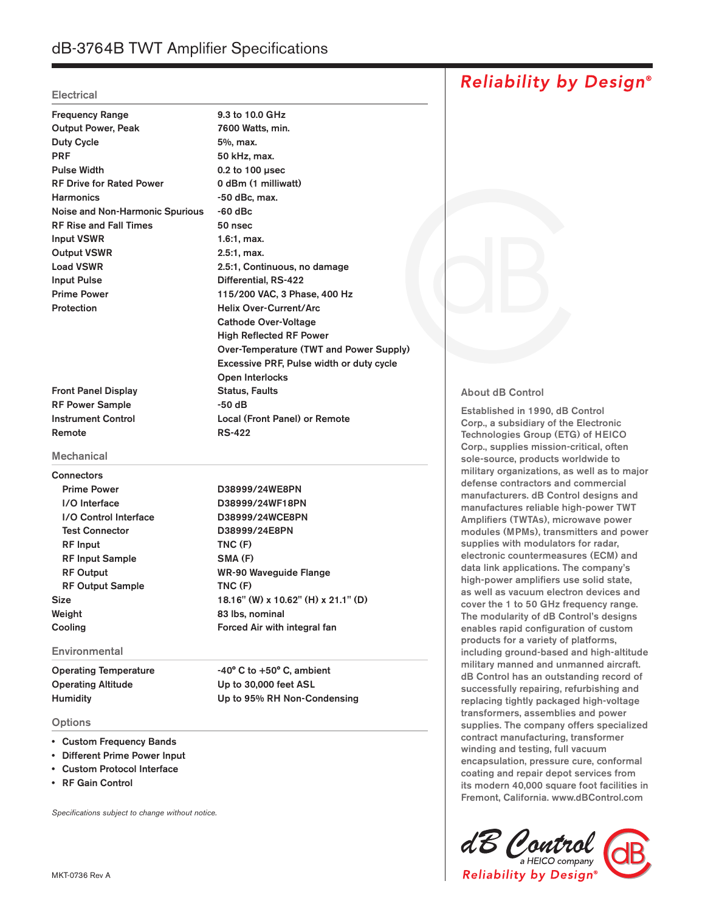# dB-3764B TWT Amplifier Specifications

## Electrical

| | |
|---|---|
| Frequency Range | 9.3 to 10.0 GHz |
| Output Power, Peak | 7600 Watts, min. |
| Duty Cycle | 5%, max. |
| PRF | 50 kHz, max. |
| Pulse Width | 0.2 to 100 μsec |
| RF Drive for Rated Power | 0 dBm (1 milliwatt) |
| Harmonics | -50 dBc, max. |
| Noise and Non-Harmonic Spurious | -60 dBc |
| RF Rise and Fall Times | 50 nsec |
| Input VSWR | 1.6:1, max. |
| Output VSWR | 2.5:1, max. |
| Load VSWR | 2.5:1, Continuous, no damage |
| Input Pulse | Differential, RS-422 |
| Prime Power | 115/200 VAC, 3 Phase, 400 Hz |
| Protection | Helix Over-Current/Arc<br>Cathode Over-Voltage<br>High Reflected RF Power<br>Over-Temperature (TWT and Power Supply)<br>Excessive PRF, Pulse width or duty cycle<br>Open Interlocks |
| Front Panel Display | Status, Faults |
| RF Power Sample | -50 dB |
| Instrument Control | Local (Front Panel) or Remote |
| Remote | RS-422 |

## Mechanical

| | |
|---|---|
| Connectors | |
| Prime Power | D38999/24WE8PN |
| I/O Interface | D38999/24WF18PN |
| I/O Control Interface | D38999/24WCE8PN |
| Test Connector | D38999/24E8PN |
| RF Input | TNC (F) |
| RF Input Sample | SMA (F) |
| RF Output | WR-90 Waveguide Flange |
| RF Output Sample | TNC (F) |
| Size | 18.16" (W) x 10.62" (H) x 21.1" (D) |
| Weight | 83 lbs, nominal |
| Cooling | Forced Air with integral fan |

## Environmental

| | |
|---|---|
| Operating Temperature | -40° C to +50° C, ambient |
| Operating Altitude | Up to 30,000 feet ASL |
| Humidity | Up to 95% RH Non-Condensing |

## Options

- Custom Frequency Bands
- Different Prime Power Input
- Custom Protocol Interface
- RF Gain Control

*Specifications subject to change without notice.*

MKT-0736 Rev A

**Reliability by Design®**

## About dB Control

Established in 1990, dB Control Corp., a subsidiary of the Electronic Technologies Group (ETG) of HEICO Corp., supplies mission-critical, often sole-source, products worldwide to military organizations, as well as to major defense contractors and commercial manufacturers. dB Control designs and manufactures reliable high-power TWT Amplifiers (TWTAs), microwave power modules (MPMs), transmitters and power supplies with modulators for radar, electronic countermeasures (ECM) and data link applications. The company's high-power amplifiers use solid state, as well as vacuum electron devices and cover the 1 to 50 GHz frequency range. The modularity of dB Control's designs enables rapid configuration of custom products for a variety of platforms, including ground-based and high-altitude military manned and unmanned aircraft. dB Control has an outstanding record of successfully repairing, refurbishing and replacing tightly packaged high-voltage transformers, assemblies and power supplies. The company offers specialized contract manufacturing, transformer winding and testing, full vacuum encapsulation, pressure cure, conformal coating and repair depot services from its modern 40,000 square foot facilities in Fremont, California. www.dBControl.com

dB Control
a HEICO company
Reliability by Design®